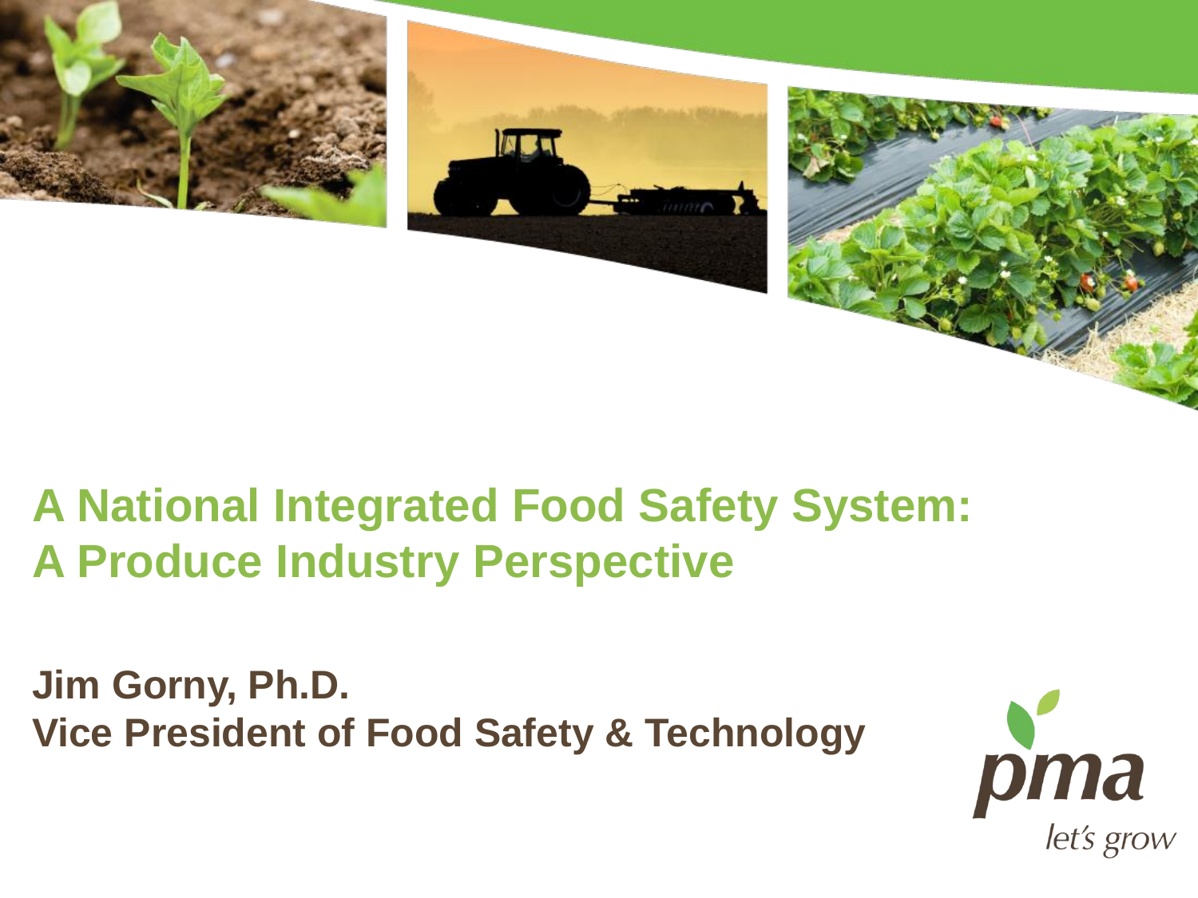# A National Integrated Food Safety System: A Produce Industry Perspective

**Jim Gorny, Ph.D.**
**Vice President of Food Safety & Technology**

pma
let's grow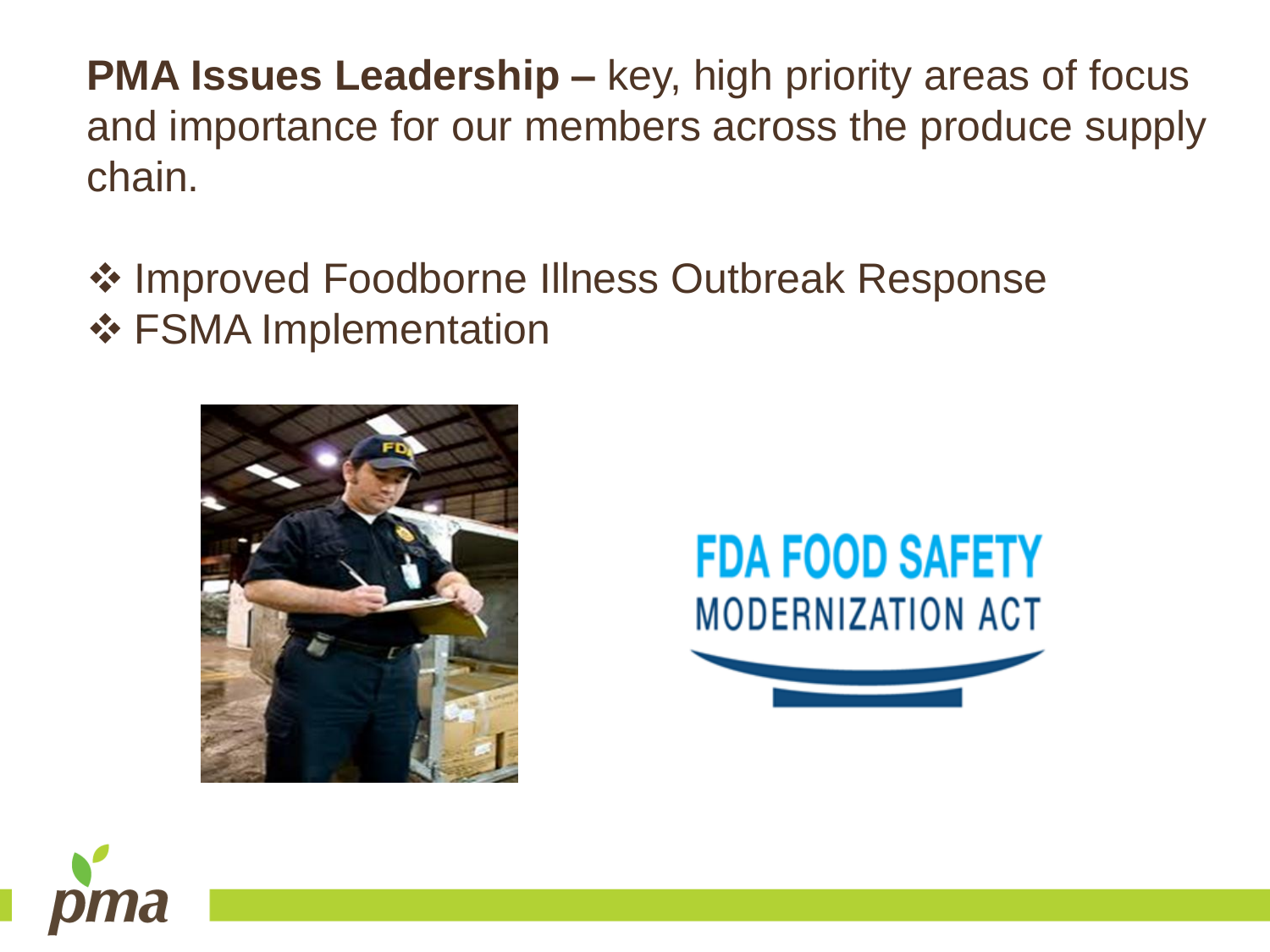**PMA Issues Leadership –** key, high priority areas of focus and importance for our members across the produce supply chain.

- ❖ Improved Foodborne Illness Outbreak Response
- ❖ FSMA Implementation

FDA FOOD SAFETY MODERNIZATION ACT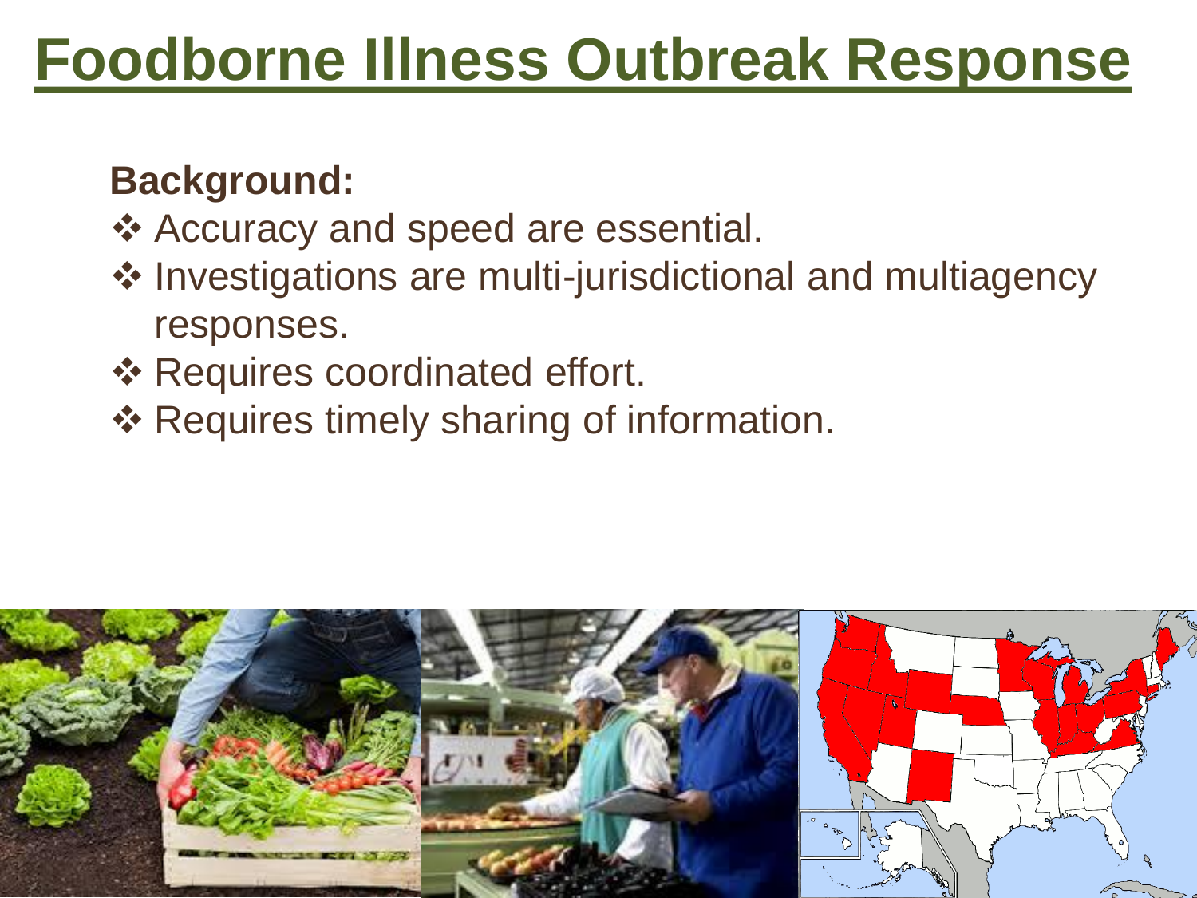# Foodborne Illness Outbreak Response

**Background:**

- Accuracy and speed are essential.
- Investigations are multi-jurisdictional and multiagency responses.
- Requires coordinated effort.
- Requires timely sharing of information.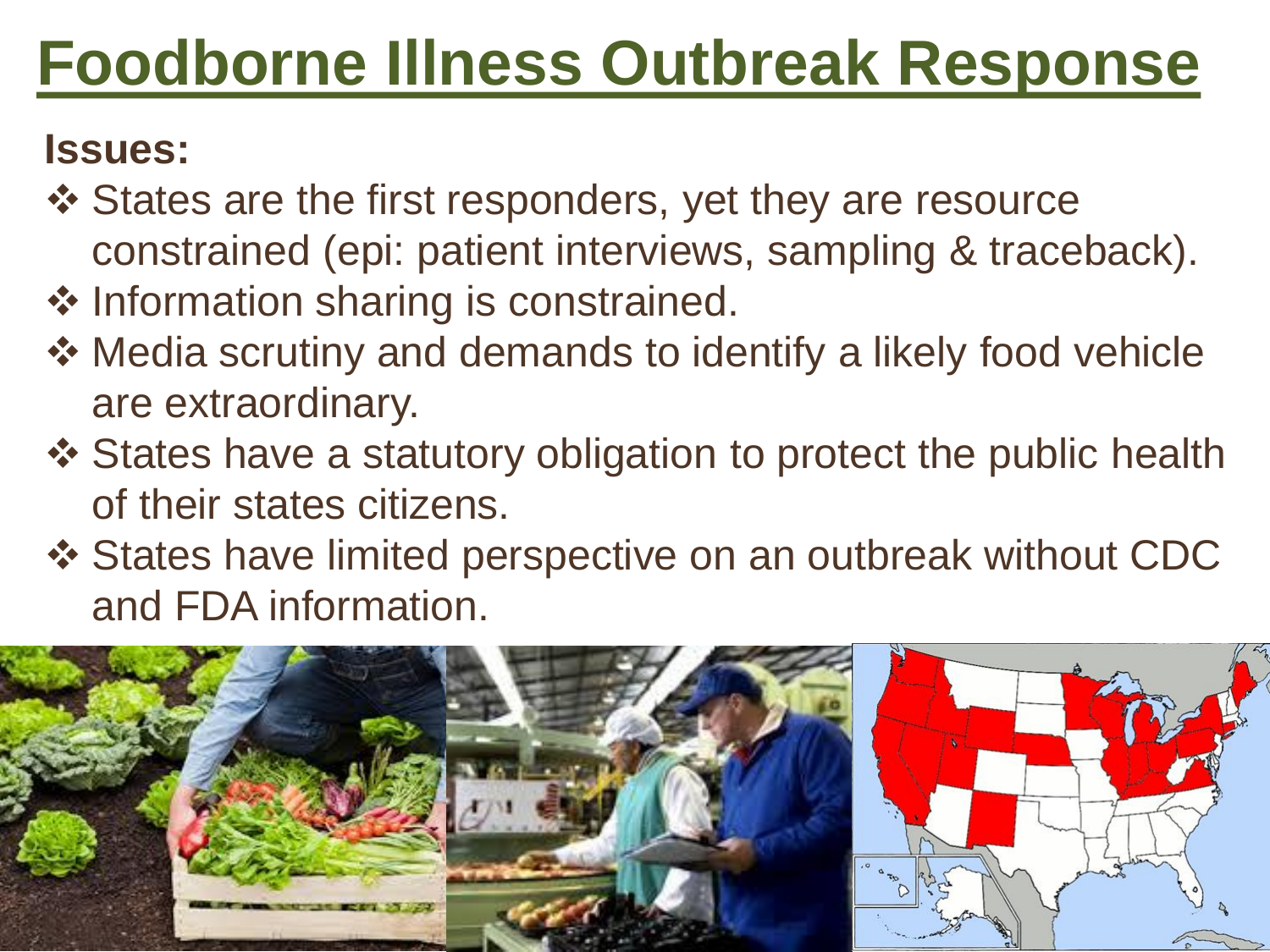# Foodborne Illness Outbreak Response

**Issues:**

- States are the first responders, yet they are resource constrained (epi: patient interviews, sampling & traceback).
- Information sharing is constrained.
- Media scrutiny and demands to identify a likely food vehicle are extraordinary.
- States have a statutory obligation to protect the public health of their states citizens.
- States have limited perspective on an outbreak without CDC and FDA information.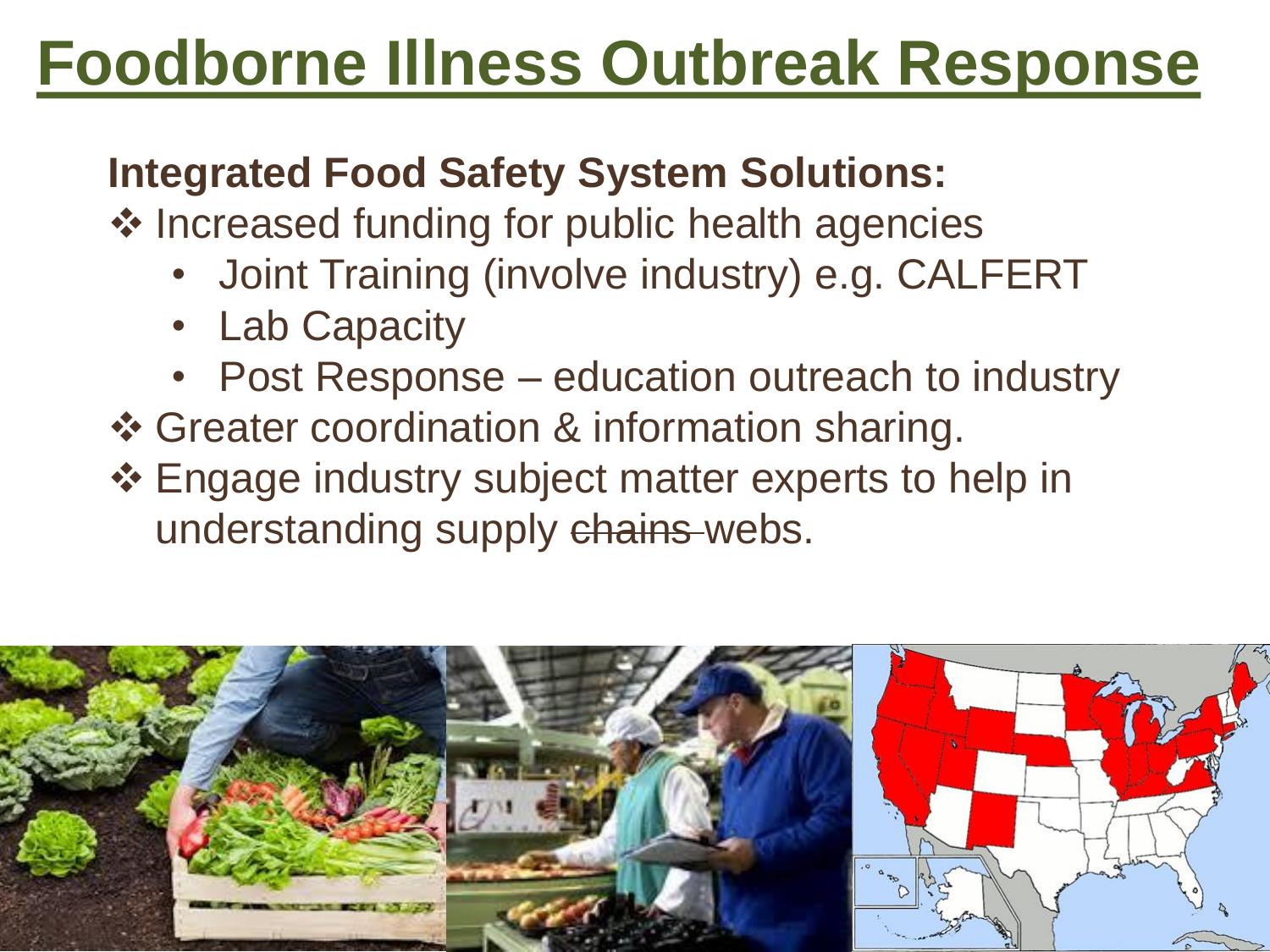# Foodborne Illness Outbreak Response

**Integrated Food Safety System Solutions:**

- Increased funding for public health agencies
  - Joint Training (involve industry) e.g. CALFERT
  - Lab Capacity
  - Post Response – education outreach to industry
- Greater coordination & information sharing.
- Engage industry subject matter experts to help in understanding supply ~~chains~~ webs.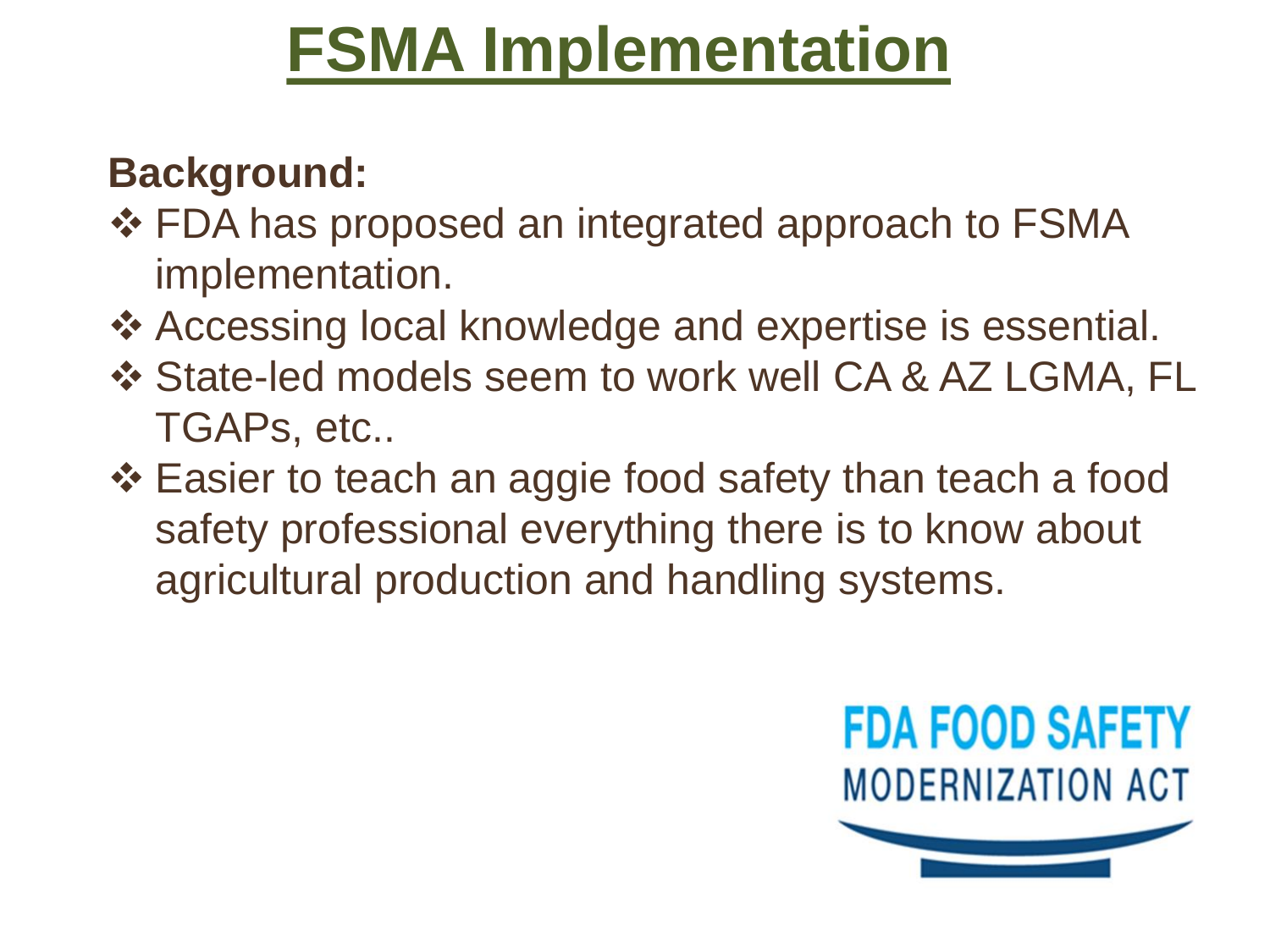# FSMA Implementation

**Background:**

- FDA has proposed an integrated approach to FSMA implementation.
- Accessing local knowledge and expertise is essential.
- State-led models seem to work well CA & AZ LGMA, FL TGAPs, etc..
- Easier to teach an aggie food safety than teach a food safety professional everything there is to know about agricultural production and handling systems.

FDA FOOD SAFETY
MODERNIZATION ACT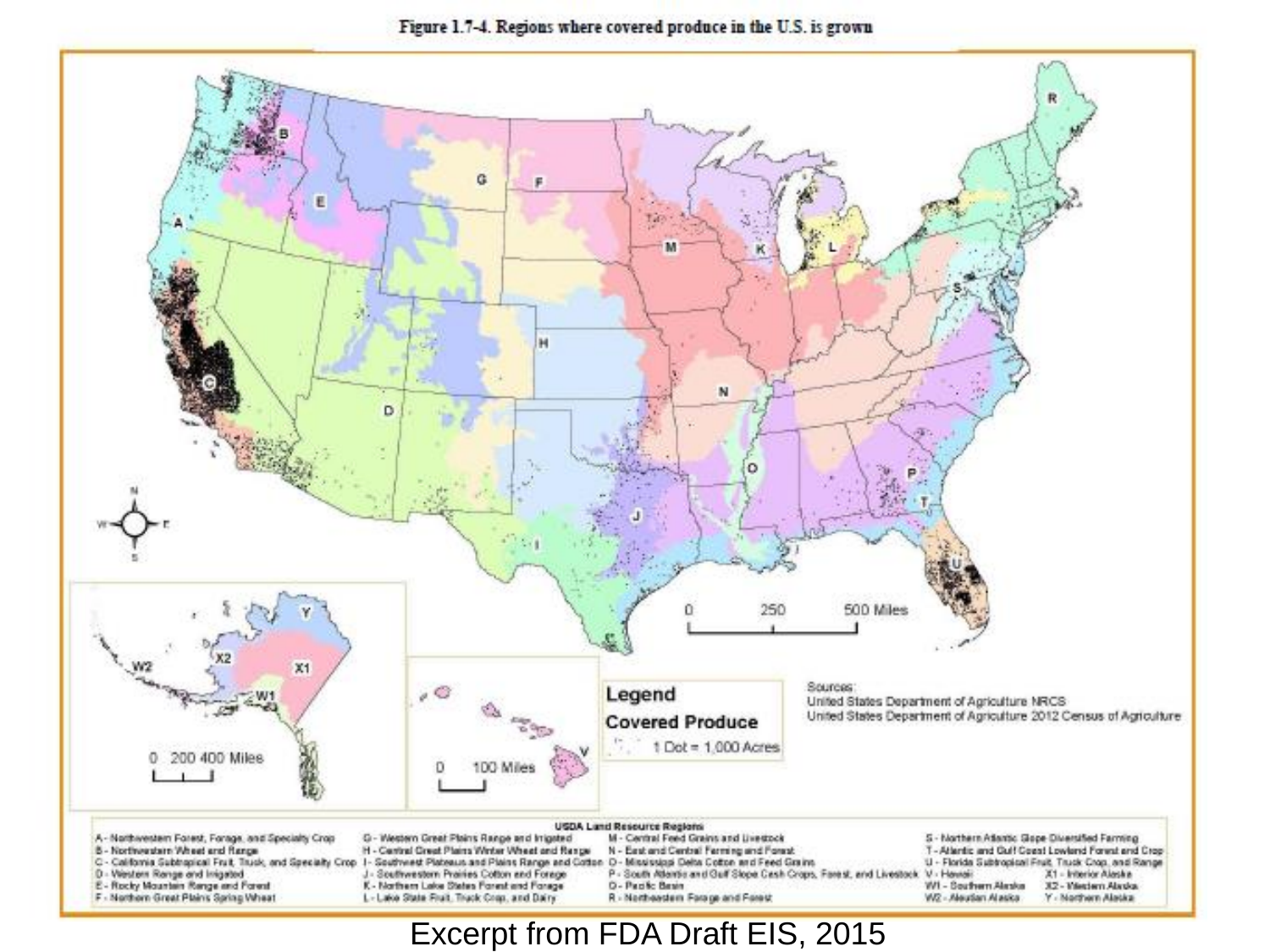Figure 1.7-4. Regions where covered produce in the U.S. is grown

Legend

Covered Produce

1 Dot = 1,000 Acres

Sources:
United States Department of Agriculture NRCS
United States Department of Agriculture 2012 Census of Agriculture

0 250 500 Miles

0 200 400 Miles

0 100 Miles

USDA Land Resource Regions

A - Northwestern Forest, Forage, and Specialty Crop
B - Northwestern Wheat and Range
C - California Subtropical Fruit, Truck, and Specialty Crop
D - Western Range and Irrigated
E - Rocky Mountain Range and Forest
F - Northern Great Plains Spring Wheat
G - Western Great Plains Range and Irrigated
H - Central Great Plains Winter Wheat and Range
I - Southwest Plateaus and Plains Range and Cotton
J - Southwestern Prairies Cotton and Forage
K - Northern Lake States Forest and Forage
L - Lake State Fruit, Truck Crop, and Dairy
M - Central Feed Grains and Livestock
N - East and Central Farming and Forest
O - Mississippi Delta Cotton and Feed Grains
P - South Atlantic and Gulf Slope Cash Crops, Forest, and Livestock
Q - Pacific Basin
R - Northeastern Forage and Forest
S - Northern Atlantic Slope Diversified Farming
T - Atlantic and Gulf Coast Lowland Forest and Crop
U - Florida Subtropical Fruit, Truck Crop, and Range
V - Hawaii
W1 - Southern Alaska
W2 - Aleutian Alaska
X1 - Interior Alaska
X2 - Western Alaska
Y - Northern Alaska

Excerpt from FDA Draft EIS, 2015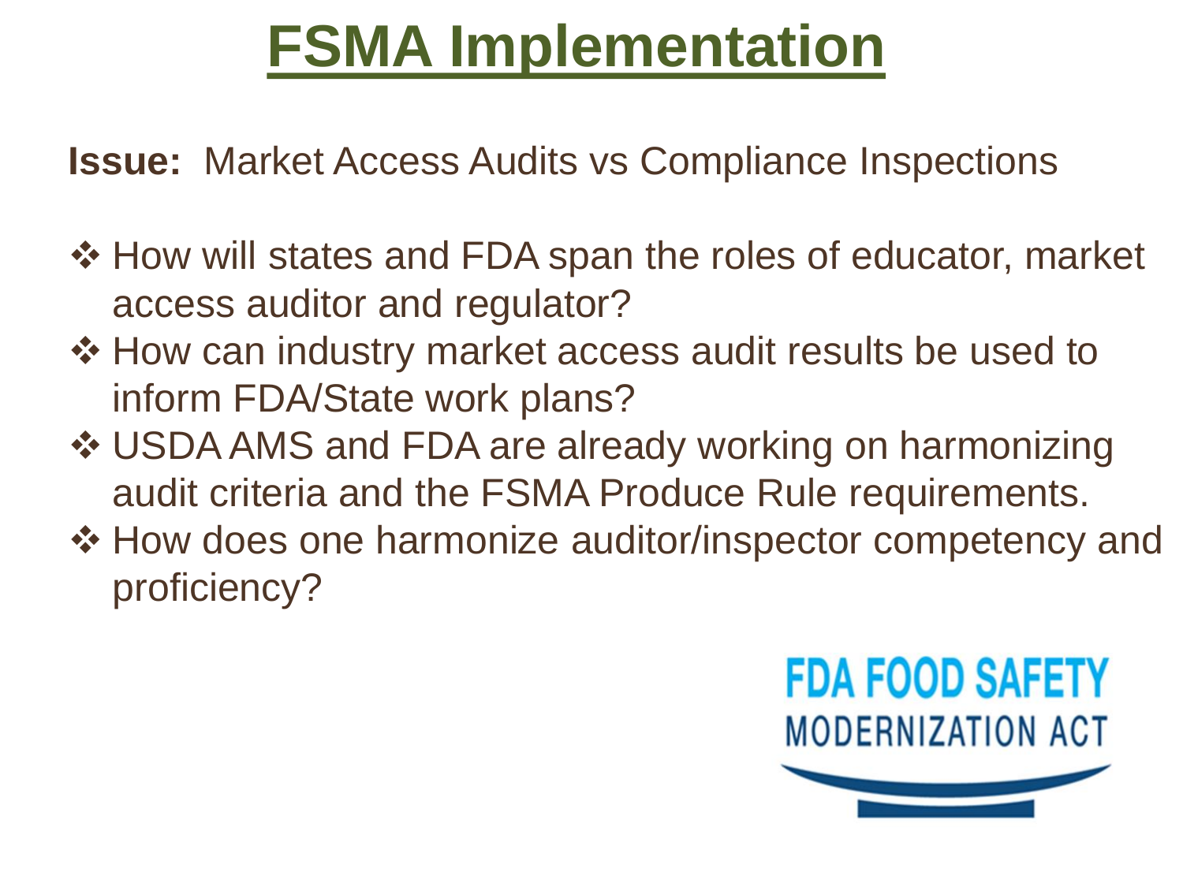# FSMA Implementation

**Issue:** Market Access Audits vs Compliance Inspections

- ❖ How will states and FDA span the roles of educator, market access auditor and regulator?
- ❖ How can industry market access audit results be used to inform FDA/State work plans?
- ❖ USDA AMS and FDA are already working on harmonizing audit criteria and the FSMA Produce Rule requirements.
- ❖ How does one harmonize auditor/inspector competency and proficiency?

FDA FOOD SAFETY
MODERNIZATION ACT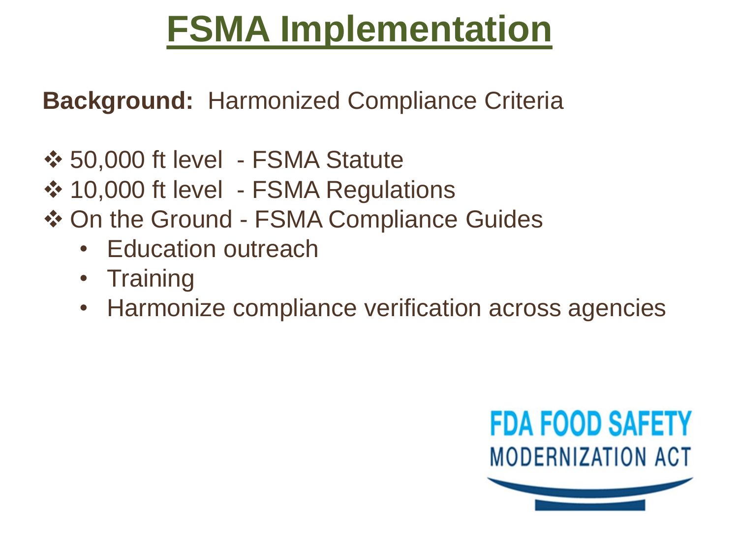# FSMA Implementation

**Background:** Harmonized Compliance Criteria

- ❖ 50,000 ft level - FSMA Statute
- ❖ 10,000 ft level - FSMA Regulations
- ❖ On the Ground - FSMA Compliance Guides
  - Education outreach
  - Training
  - Harmonize compliance verification across agencies

FDA FOOD SAFETY MODERNIZATION ACT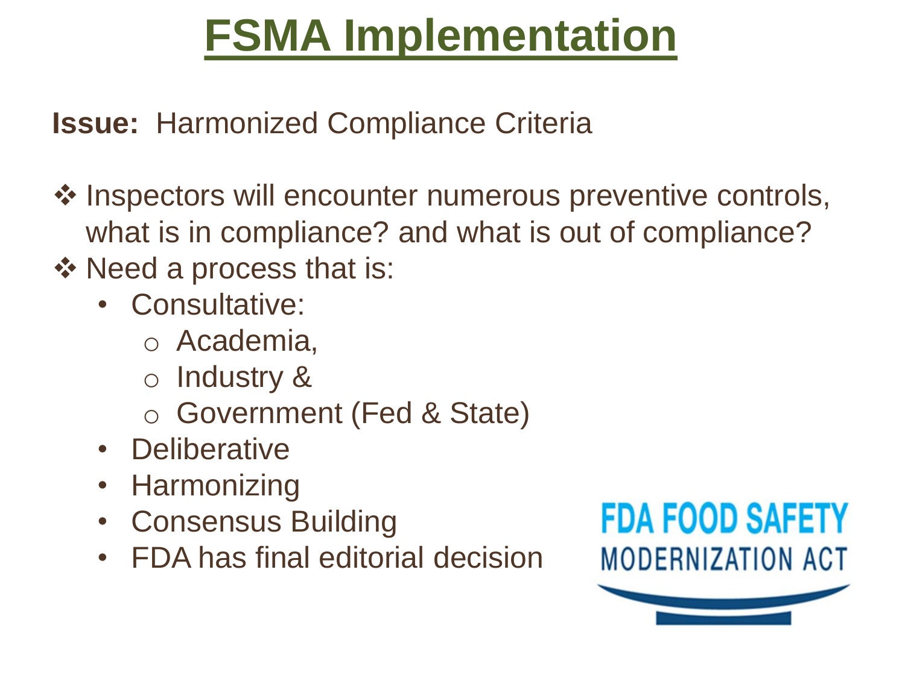# FSMA Implementation

**Issue:** Harmonized Compliance Criteria

- Inspectors will encounter numerous preventive controls, what is in compliance? and what is out of compliance?
- Need a process that is:
  - Consultative:
    - Academia,
    - Industry &
    - Government (Fed & State)
  - Deliberative
  - Harmonizing
  - Consensus Building
  - FDA has final editorial decision

FDA FOOD SAFETY MODERNIZATION ACT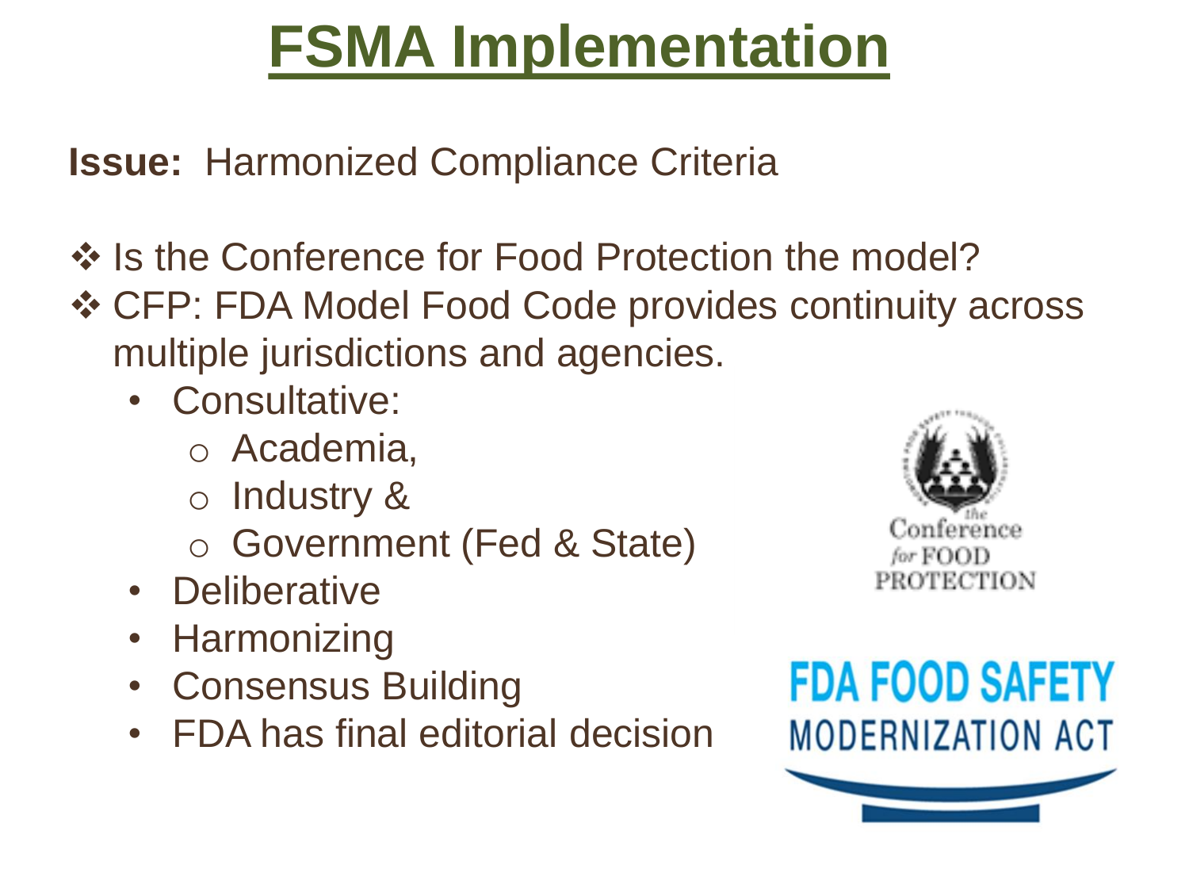# FSMA Implementation

**Issue:** Harmonized Compliance Criteria

- ❖ Is the Conference for Food Protection the model?
- ❖ CFP: FDA Model Food Code provides continuity across multiple jurisdictions and agencies.
  - Consultative:
    - Academia,
    - Industry &
    - Government (Fed & State)
  - Deliberative
  - Harmonizing
  - Consensus Building
  - FDA has final editorial decision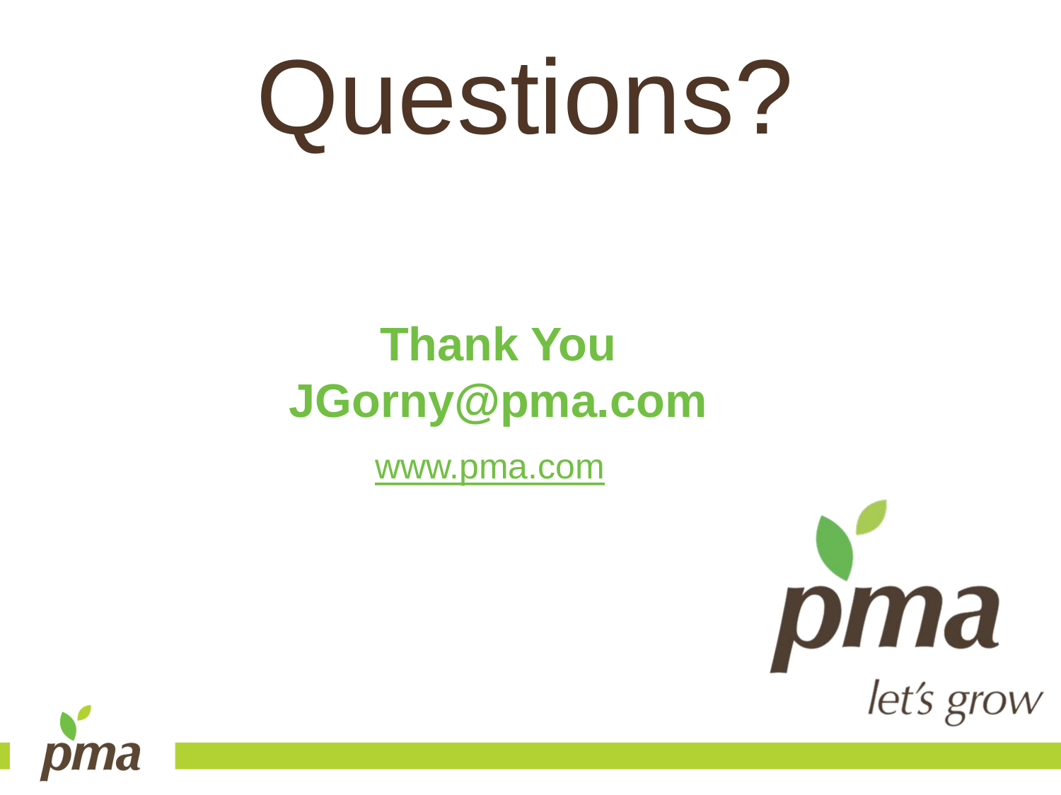# Questions?

**Thank You**

**JGorny@pma.com**

www.pma.com

pma

let's grow